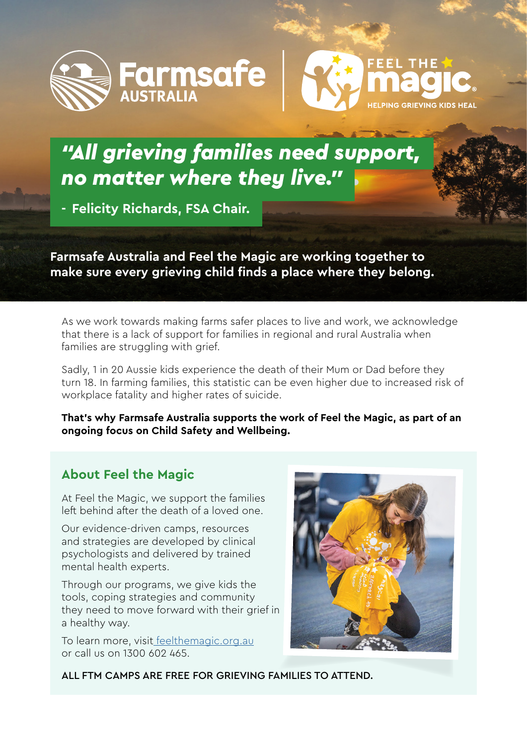Farmsafe AUSTRALIA

FEEL THE magic. HELPING GRIEVING KIDS HEAL

# *"All grieving families need support, no matter where they live."*

**- Felicity Richards, FSA Chair.**

**Farmsafe Australia and Feel the Magic are working together to make sure every grieving child finds a place where they belong.**

As we work towards making farms safer places to live and work, we acknowledge that there is a lack of support for families in regional and rural Australia when families are struggling with grief.

Sadly, 1 in 20 Aussie kids experience the death of their Mum or Dad before they turn 18. In farming families, this statistic can be even higher due to increased risk of workplace fatality and higher rates of suicide.

**That's why Farmsafe Australia supports the work of Feel the Magic, as part of an ongoing focus on Child Safety and Wellbeing.**

## About Feel the Magic

At Feel the Magic, we support the families left behind after the death of a loved one.

Our evidence-driven camps, resources and strategies are developed by clinical psychologists and delivered by trained mental health experts.

Through our programs, we give kids the tools, coping strategies and community they need to move forward with their grief in a healthy way.

To learn more, visit feelthemagic.org.au or call us on 1300 602 465.

ALL FTM CAMPS ARE FREE FOR GRIEVING FAMILIES TO ATTEND.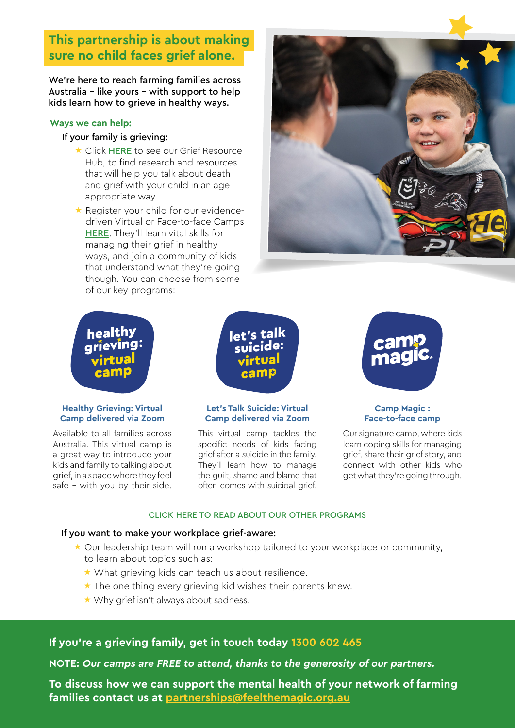## This partnership is about making sure no child faces grief alone.

We're here to reach farming families across Australia – like yours – with support to help kids learn how to grieve in healthy ways.

### Ways we can help:

**If your family is grieving:**

- Click HERE to see our Grief Resource Hub, to find research and resources that will help you talk about death and grief with your child in an age appropriate way.
- Register your child for our evidence-driven Virtual or Face-to-face Camps HERE. They'll learn vital skills for managing their grief in healthy ways, and join a community of kids that understand what they're going though. You can choose from some of our key programs:

healthy grieving: virtual camp

**Healthy Grieving: Virtual Camp delivered via Zoom**

Available to all families across Australia. This virtual camp is a great way to introduce your kids and family to talking about grief, in a space where they feel safe – with you by their side.

let's talk suicide: virtual camp

**Let's Talk Suicide: Virtual Camp delivered via Zoom**

This virtual camp tackles the specific needs of kids facing grief after a suicide in the family. They'll learn how to manage the guilt, shame and blame that often comes with suicidal grief.

camp magic.

**Camp Magic : Face-to-face camp**

Our signature camp, where kids learn coping skills for managing grief, share their grief story, and connect with other kids who get what they're going through.

CLICK HERE TO READ ABOUT OUR OTHER PROGRAMS

**If you want to make your workplace grief-aware:**

- Our leadership team will run a workshop tailored to your workplace or community, to learn about topics such as:
  - What grieving kids can teach us about resilience.
  - The one thing every grieving kid wishes their parents knew.
  - Why grief isn't always about sadness.

**If you're a grieving family, get in touch today 1300 602 465**

**NOTE:** ***Our camps are FREE to attend, thanks to the generosity of our partners.***

**To discuss how we can support the mental health of your network of farming families contact us at partnerships@feelthemagic.org.au**